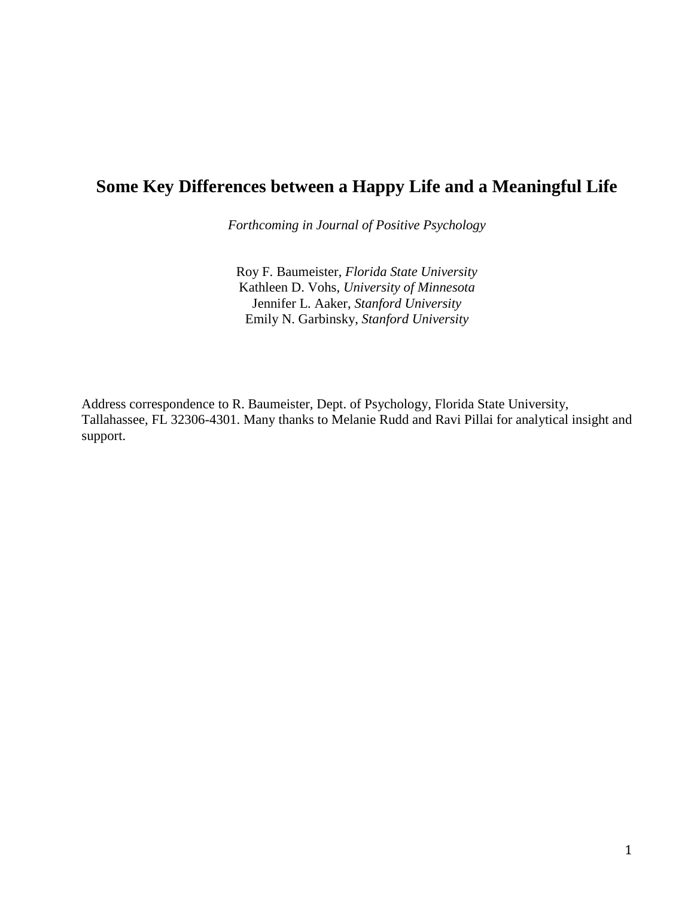# Some Key Differences between a Happy Life and a Meaningful Life

*Forthcoming in Journal of Positive Psychology*

Roy F. Baumeister, *Florida State University*
Kathleen D. Vohs, *University of Minnesota*
Jennifer L. Aaker, *Stanford University*
Emily N. Garbinsky, *Stanford University*

Address correspondence to R. Baumeister, Dept. of Psychology, Florida State University, Tallahassee, FL 32306-4301. Many thanks to Melanie Rudd and Ravi Pillai for analytical insight and support.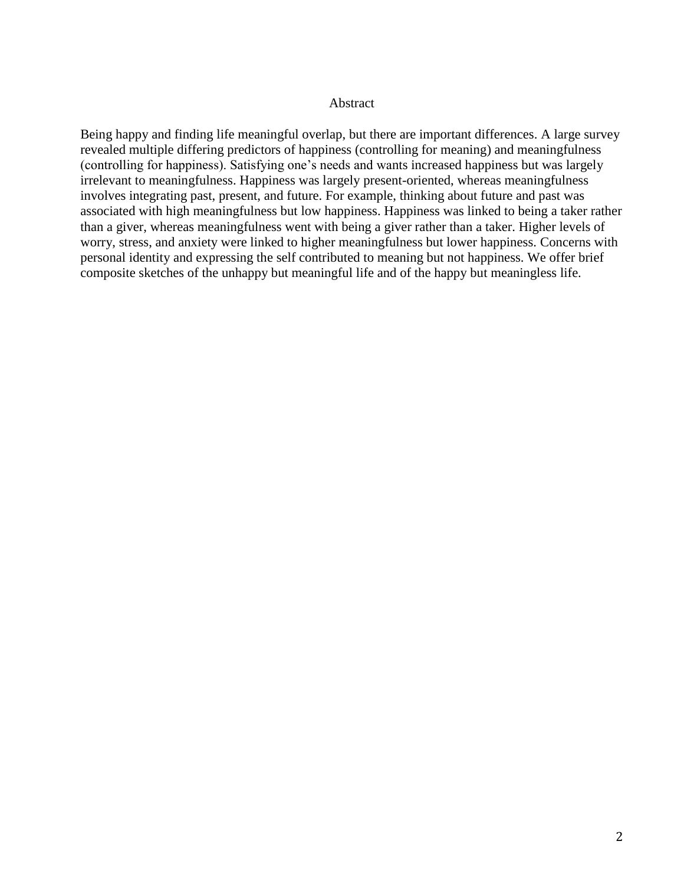# Abstract

Being happy and finding life meaningful overlap, but there are important differences. A large survey revealed multiple differing predictors of happiness (controlling for meaning) and meaningfulness (controlling for happiness). Satisfying one's needs and wants increased happiness but was largely irrelevant to meaningfulness. Happiness was largely present-oriented, whereas meaningfulness involves integrating past, present, and future. For example, thinking about future and past was associated with high meaningfulness but low happiness. Happiness was linked to being a taker rather than a giver, whereas meaningfulness went with being a giver rather than a taker. Higher levels of worry, stress, and anxiety were linked to higher meaningfulness but lower happiness. Concerns with personal identity and expressing the self contributed to meaning but not happiness. We offer brief composite sketches of the unhappy but meaningful life and of the happy but meaningless life.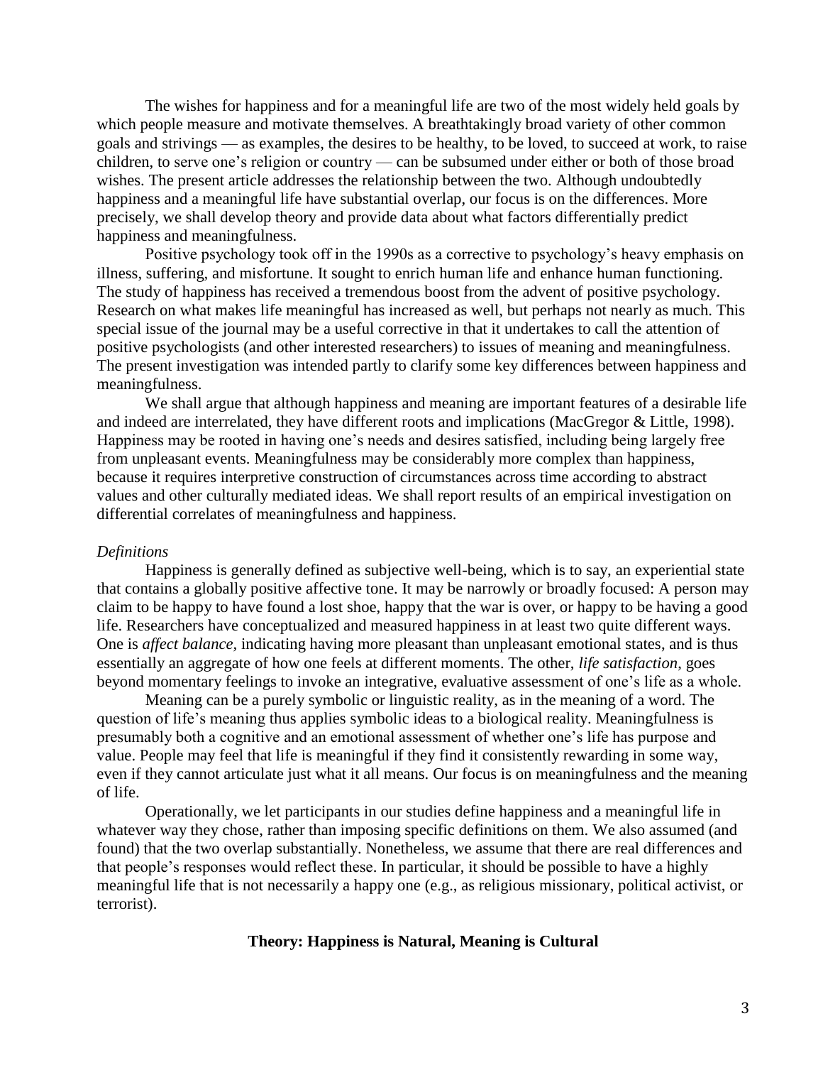The wishes for happiness and for a meaningful life are two of the most widely held goals by which people measure and motivate themselves. A breathtakingly broad variety of other common goals and strivings — as examples, the desires to be healthy, to be loved, to succeed at work, to raise children, to serve one's religion or country — can be subsumed under either or both of those broad wishes. The present article addresses the relationship between the two. Although undoubtedly happiness and a meaningful life have substantial overlap, our focus is on the differences. More precisely, we shall develop theory and provide data about what factors differentially predict happiness and meaningfulness.

Positive psychology took off in the 1990s as a corrective to psychology's heavy emphasis on illness, suffering, and misfortune. It sought to enrich human life and enhance human functioning. The study of happiness has received a tremendous boost from the advent of positive psychology. Research on what makes life meaningful has increased as well, but perhaps not nearly as much. This special issue of the journal may be a useful corrective in that it undertakes to call the attention of positive psychologists (and other interested researchers) to issues of meaning and meaningfulness. The present investigation was intended partly to clarify some key differences between happiness and meaningfulness.

We shall argue that although happiness and meaning are important features of a desirable life and indeed are interrelated, they have different roots and implications (MacGregor & Little, 1998). Happiness may be rooted in having one's needs and desires satisfied, including being largely free from unpleasant events. Meaningfulness may be considerably more complex than happiness, because it requires interpretive construction of circumstances across time according to abstract values and other culturally mediated ideas. We shall report results of an empirical investigation on differential correlates of meaningfulness and happiness.

### *Definitions*

Happiness is generally defined as subjective well-being, which is to say, an experiential state that contains a globally positive affective tone. It may be narrowly or broadly focused: A person may claim to be happy to have found a lost shoe, happy that the war is over, or happy to be having a good life. Researchers have conceptualized and measured happiness in at least two quite different ways. One is *affect balance,* indicating having more pleasant than unpleasant emotional states, and is thus essentially an aggregate of how one feels at different moments. The other, *life satisfaction*, goes beyond momentary feelings to invoke an integrative, evaluative assessment of one's life as a whole.

Meaning can be a purely symbolic or linguistic reality, as in the meaning of a word. The question of life's meaning thus applies symbolic ideas to a biological reality. Meaningfulness is presumably both a cognitive and an emotional assessment of whether one's life has purpose and value. People may feel that life is meaningful if they find it consistently rewarding in some way, even if they cannot articulate just what it all means. Our focus is on meaningfulness and the meaning of life.

Operationally, we let participants in our studies define happiness and a meaningful life in whatever way they chose, rather than imposing specific definitions on them. We also assumed (and found) that the two overlap substantially. Nonetheless, we assume that there are real differences and that people's responses would reflect these. In particular, it should be possible to have a highly meaningful life that is not necessarily a happy one (e.g., as religious missionary, political activist, or terrorist).

## **Theory: Happiness is Natural, Meaning is Cultural**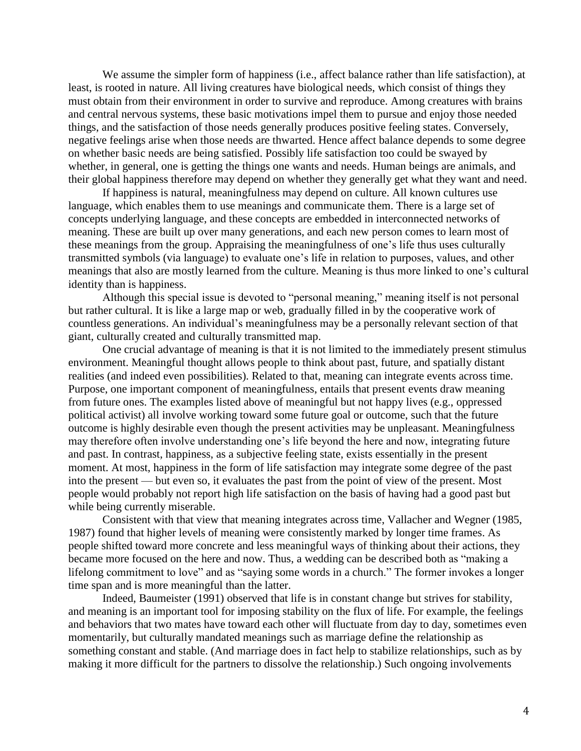We assume the simpler form of happiness (i.e., affect balance rather than life satisfaction), at least, is rooted in nature. All living creatures have biological needs, which consist of things they must obtain from their environment in order to survive and reproduce. Among creatures with brains and central nervous systems, these basic motivations impel them to pursue and enjoy those needed things, and the satisfaction of those needs generally produces positive feeling states. Conversely, negative feelings arise when those needs are thwarted. Hence affect balance depends to some degree on whether basic needs are being satisfied. Possibly life satisfaction too could be swayed by whether, in general, one is getting the things one wants and needs. Human beings are animals, and their global happiness therefore may depend on whether they generally get what they want and need.

If happiness is natural, meaningfulness may depend on culture. All known cultures use language, which enables them to use meanings and communicate them. There is a large set of concepts underlying language, and these concepts are embedded in interconnected networks of meaning. These are built up over many generations, and each new person comes to learn most of these meanings from the group. Appraising the meaningfulness of one's life thus uses culturally transmitted symbols (via language) to evaluate one's life in relation to purposes, values, and other meanings that also are mostly learned from the culture. Meaning is thus more linked to one's cultural identity than is happiness.

Although this special issue is devoted to "personal meaning," meaning itself is not personal but rather cultural. It is like a large map or web, gradually filled in by the cooperative work of countless generations. An individual's meaningfulness may be a personally relevant section of that giant, culturally created and culturally transmitted map.

One crucial advantage of meaning is that it is not limited to the immediately present stimulus environment. Meaningful thought allows people to think about past, future, and spatially distant realities (and indeed even possibilities). Related to that, meaning can integrate events across time. Purpose, one important component of meaningfulness, entails that present events draw meaning from future ones. The examples listed above of meaningful but not happy lives (e.g., oppressed political activist) all involve working toward some future goal or outcome, such that the future outcome is highly desirable even though the present activities may be unpleasant. Meaningfulness may therefore often involve understanding one's life beyond the here and now, integrating future and past. In contrast, happiness, as a subjective feeling state, exists essentially in the present moment. At most, happiness in the form of life satisfaction may integrate some degree of the past into the present — but even so, it evaluates the past from the point of view of the present. Most people would probably not report high life satisfaction on the basis of having had a good past but while being currently miserable.

Consistent with that view that meaning integrates across time, Vallacher and Wegner (1985, 1987) found that higher levels of meaning were consistently marked by longer time frames. As people shifted toward more concrete and less meaningful ways of thinking about their actions, they became more focused on the here and now. Thus, a wedding can be described both as "making a lifelong commitment to love" and as "saying some words in a church." The former invokes a longer time span and is more meaningful than the latter.

Indeed, Baumeister (1991) observed that life is in constant change but strives for stability, and meaning is an important tool for imposing stability on the flux of life. For example, the feelings and behaviors that two mates have toward each other will fluctuate from day to day, sometimes even momentarily, but culturally mandated meanings such as marriage define the relationship as something constant and stable. (And marriage does in fact help to stabilize relationships, such as by making it more difficult for the partners to dissolve the relationship.) Such ongoing involvements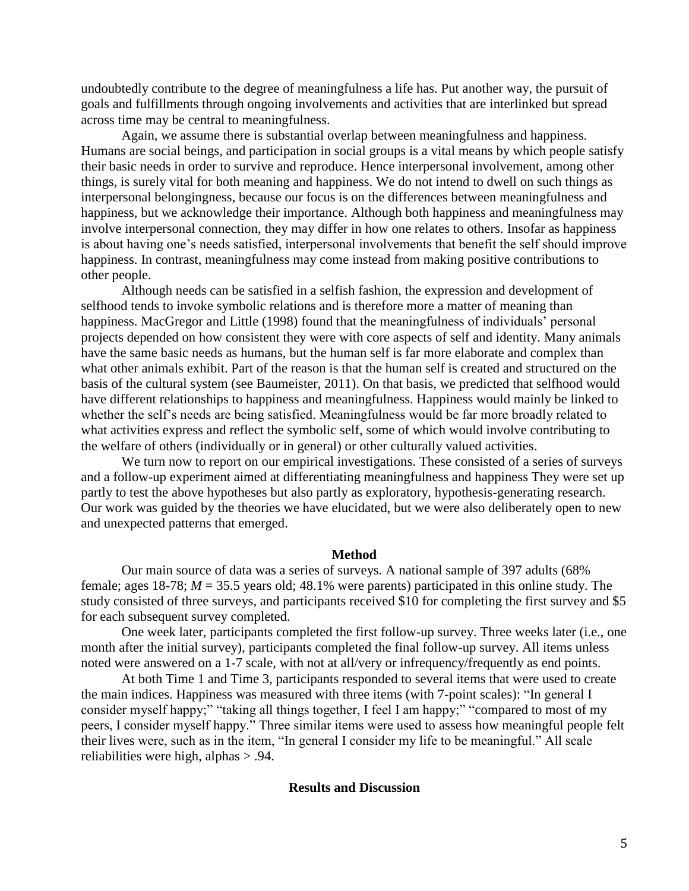undoubtedly contribute to the degree of meaningfulness a life has. Put another way, the pursuit of goals and fulfillments through ongoing involvements and activities that are interlinked but spread across time may be central to meaningfulness.

Again, we assume there is substantial overlap between meaningfulness and happiness. Humans are social beings, and participation in social groups is a vital means by which people satisfy their basic needs in order to survive and reproduce. Hence interpersonal involvement, among other things, is surely vital for both meaning and happiness. We do not intend to dwell on such things as interpersonal belongingness, because our focus is on the differences between meaningfulness and happiness, but we acknowledge their importance. Although both happiness and meaningfulness may involve interpersonal connection, they may differ in how one relates to others. Insofar as happiness is about having one's needs satisfied, interpersonal involvements that benefit the self should improve happiness. In contrast, meaningfulness may come instead from making positive contributions to other people.

Although needs can be satisfied in a selfish fashion, the expression and development of selfhood tends to invoke symbolic relations and is therefore more a matter of meaning than happiness. MacGregor and Little (1998) found that the meaningfulness of individuals' personal projects depended on how consistent they were with core aspects of self and identity. Many animals have the same basic needs as humans, but the human self is far more elaborate and complex than what other animals exhibit. Part of the reason is that the human self is created and structured on the basis of the cultural system (see Baumeister, 2011). On that basis, we predicted that selfhood would have different relationships to happiness and meaningfulness. Happiness would mainly be linked to whether the self's needs are being satisfied. Meaningfulness would be far more broadly related to what activities express and reflect the symbolic self, some of which would involve contributing to the welfare of others (individually or in general) or other culturally valued activities.

We turn now to report on our empirical investigations. These consisted of a series of surveys and a follow-up experiment aimed at differentiating meaningfulness and happiness They were set up partly to test the above hypotheses but also partly as exploratory, hypothesis-generating research. Our work was guided by the theories we have elucidated, but we were also deliberately open to new and unexpected patterns that emerged.

## Method

Our main source of data was a series of surveys. A national sample of 397 adults (68% female; ages 18-78; $M$ = 35.5 years old; 48.1% were parents) participated in this online study. The study consisted of three surveys, and participants received \$10 for completing the first survey and \$5 for each subsequent survey completed.

One week later, participants completed the first follow-up survey. Three weeks later (i.e., one month after the initial survey), participants completed the final follow-up survey. All items unless noted were answered on a 1-7 scale, with not at all/very or infrequency/frequently as end points.

At both Time 1 and Time 3, participants responded to several items that were used to create the main indices. Happiness was measured with three items (with 7-point scales): "In general I consider myself happy;" "taking all things together, I feel I am happy;" "compared to most of my peers, I consider myself happy." Three similar items were used to assess how meaningful people felt their lives were, such as in the item, "In general I consider my life to be meaningful." All scale reliabilities were high, alphas > .94.

## Results and Discussion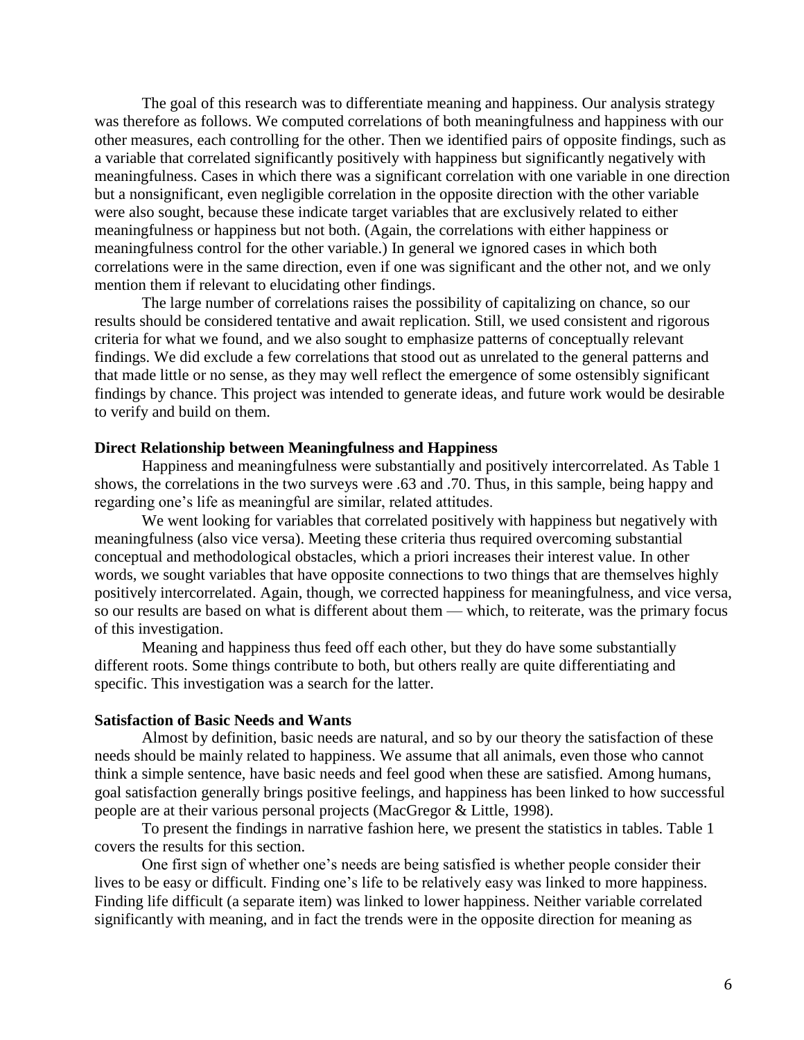The goal of this research was to differentiate meaning and happiness. Our analysis strategy was therefore as follows. We computed correlations of both meaningfulness and happiness with our other measures, each controlling for the other. Then we identified pairs of opposite findings, such as a variable that correlated significantly positively with happiness but significantly negatively with meaningfulness. Cases in which there was a significant correlation with one variable in one direction but a nonsignificant, even negligible correlation in the opposite direction with the other variable were also sought, because these indicate target variables that are exclusively related to either meaningfulness or happiness but not both. (Again, the correlations with either happiness or meaningfulness control for the other variable.) In general we ignored cases in which both correlations were in the same direction, even if one was significant and the other not, and we only mention them if relevant to elucidating other findings.

The large number of correlations raises the possibility of capitalizing on chance, so our results should be considered tentative and await replication. Still, we used consistent and rigorous criteria for what we found, and we also sought to emphasize patterns of conceptually relevant findings. We did exclude a few correlations that stood out as unrelated to the general patterns and that made little or no sense, as they may well reflect the emergence of some ostensibly significant findings by chance. This project was intended to generate ideas, and future work would be desirable to verify and build on them.

**Direct Relationship between Meaningfulness and Happiness**

Happiness and meaningfulness were substantially and positively intercorrelated. As Table 1 shows, the correlations in the two surveys were .63 and .70. Thus, in this sample, being happy and regarding one's life as meaningful are similar, related attitudes.

We went looking for variables that correlated positively with happiness but negatively with meaningfulness (also vice versa). Meeting these criteria thus required overcoming substantial conceptual and methodological obstacles, which a priori increases their interest value. In other words, we sought variables that have opposite connections to two things that are themselves highly positively intercorrelated. Again, though, we corrected happiness for meaningfulness, and vice versa, so our results are based on what is different about them — which, to reiterate, was the primary focus of this investigation.

Meaning and happiness thus feed off each other, but they do have some substantially different roots. Some things contribute to both, but others really are quite differentiating and specific. This investigation was a search for the latter.

**Satisfaction of Basic Needs and Wants**

Almost by definition, basic needs are natural, and so by our theory the satisfaction of these needs should be mainly related to happiness. We assume that all animals, even those who cannot think a simple sentence, have basic needs and feel good when these are satisfied. Among humans, goal satisfaction generally brings positive feelings, and happiness has been linked to how successful people are at their various personal projects (MacGregor & Little, 1998).

To present the findings in narrative fashion here, we present the statistics in tables. Table 1 covers the results for this section.

One first sign of whether one's needs are being satisfied is whether people consider their lives to be easy or difficult. Finding one's life to be relatively easy was linked to more happiness. Finding life difficult (a separate item) was linked to lower happiness. Neither variable correlated significantly with meaning, and in fact the trends were in the opposite direction for meaning as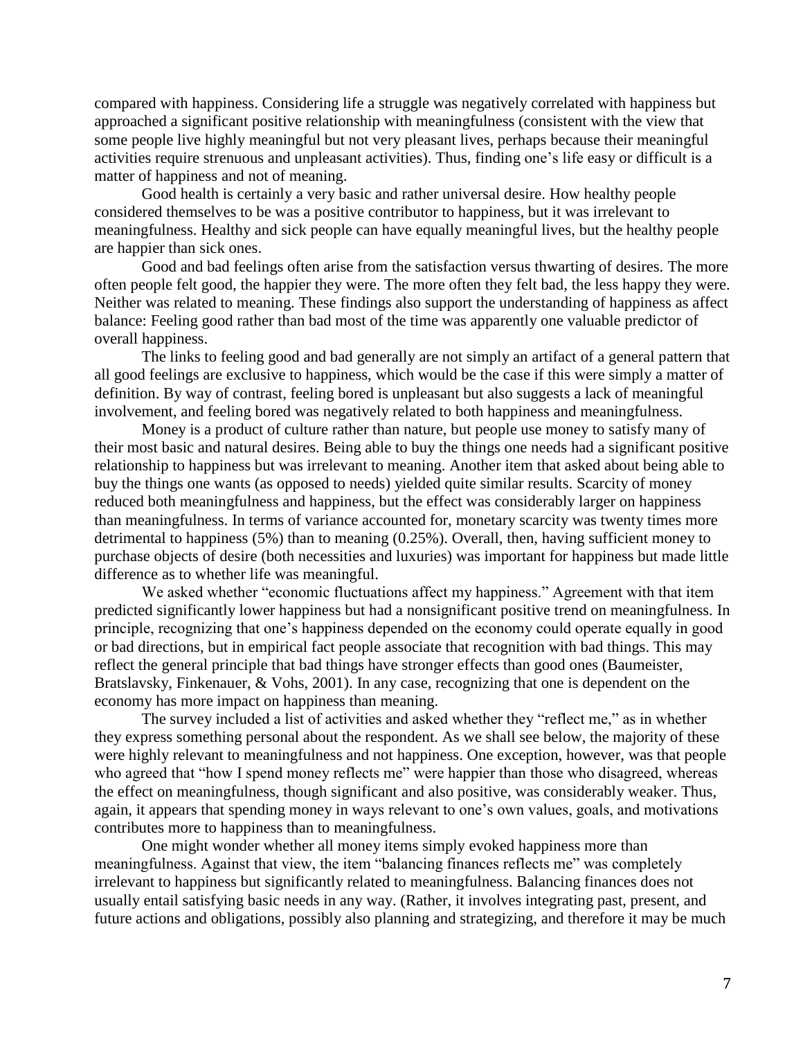compared with happiness. Considering life a struggle was negatively correlated with happiness but approached a significant positive relationship with meaningfulness (consistent with the view that some people live highly meaningful but not very pleasant lives, perhaps because their meaningful activities require strenuous and unpleasant activities). Thus, finding one's life easy or difficult is a matter of happiness and not of meaning.

Good health is certainly a very basic and rather universal desire. How healthy people considered themselves to be was a positive contributor to happiness, but it was irrelevant to meaningfulness. Healthy and sick people can have equally meaningful lives, but the healthy people are happier than sick ones.

Good and bad feelings often arise from the satisfaction versus thwarting of desires. The more often people felt good, the happier they were. The more often they felt bad, the less happy they were. Neither was related to meaning. These findings also support the understanding of happiness as affect balance: Feeling good rather than bad most of the time was apparently one valuable predictor of overall happiness.

The links to feeling good and bad generally are not simply an artifact of a general pattern that all good feelings are exclusive to happiness, which would be the case if this were simply a matter of definition. By way of contrast, feeling bored is unpleasant but also suggests a lack of meaningful involvement, and feeling bored was negatively related to both happiness and meaningfulness.

Money is a product of culture rather than nature, but people use money to satisfy many of their most basic and natural desires. Being able to buy the things one needs had a significant positive relationship to happiness but was irrelevant to meaning. Another item that asked about being able to buy the things one wants (as opposed to needs) yielded quite similar results. Scarcity of money reduced both meaningfulness and happiness, but the effect was considerably larger on happiness than meaningfulness. In terms of variance accounted for, monetary scarcity was twenty times more detrimental to happiness (5%) than to meaning (0.25%). Overall, then, having sufficient money to purchase objects of desire (both necessities and luxuries) was important for happiness but made little difference as to whether life was meaningful.

We asked whether "economic fluctuations affect my happiness." Agreement with that item predicted significantly lower happiness but had a nonsignificant positive trend on meaningfulness. In principle, recognizing that one's happiness depended on the economy could operate equally in good or bad directions, but in empirical fact people associate that recognition with bad things. This may reflect the general principle that bad things have stronger effects than good ones (Baumeister, Bratslavsky, Finkenauer, & Vohs, 2001). In any case, recognizing that one is dependent on the economy has more impact on happiness than meaning.

The survey included a list of activities and asked whether they "reflect me," as in whether they express something personal about the respondent. As we shall see below, the majority of these were highly relevant to meaningfulness and not happiness. One exception, however, was that people who agreed that "how I spend money reflects me" were happier than those who disagreed, whereas the effect on meaningfulness, though significant and also positive, was considerably weaker. Thus, again, it appears that spending money in ways relevant to one's own values, goals, and motivations contributes more to happiness than to meaningfulness.

One might wonder whether all money items simply evoked happiness more than meaningfulness. Against that view, the item "balancing finances reflects me" was completely irrelevant to happiness but significantly related to meaningfulness. Balancing finances does not usually entail satisfying basic needs in any way. (Rather, it involves integrating past, present, and future actions and obligations, possibly also planning and strategizing, and therefore it may be much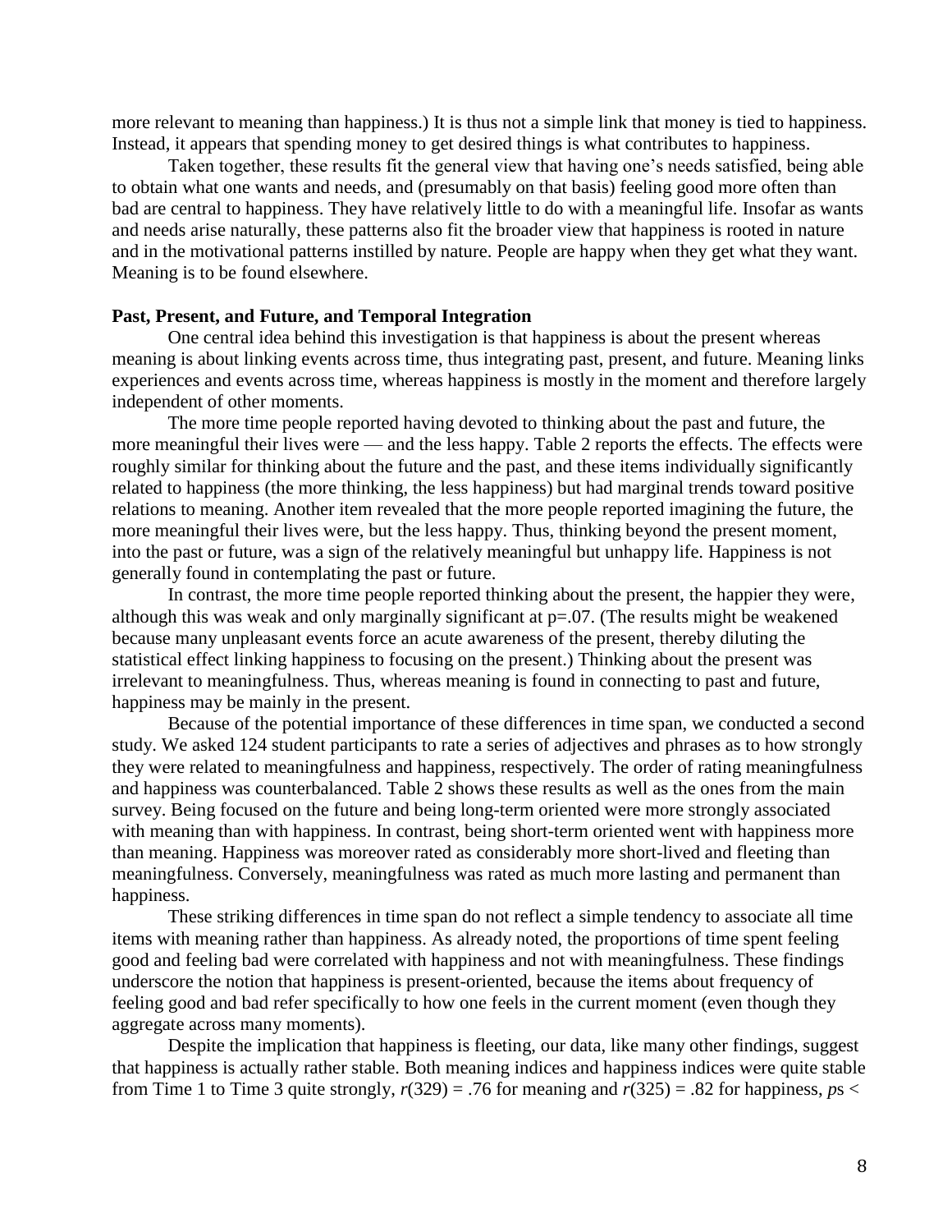more relevant to meaning than happiness.) It is thus not a simple link that money is tied to happiness. Instead, it appears that spending money to get desired things is what contributes to happiness.

Taken together, these results fit the general view that having one's needs satisfied, being able to obtain what one wants and needs, and (presumably on that basis) feeling good more often than bad are central to happiness. They have relatively little to do with a meaningful life. Insofar as wants and needs arise naturally, these patterns also fit the broader view that happiness is rooted in nature and in the motivational patterns instilled by nature. People are happy when they get what they want. Meaning is to be found elsewhere.

**Past, Present, and Future, and Temporal Integration**

One central idea behind this investigation is that happiness is about the present whereas meaning is about linking events across time, thus integrating past, present, and future. Meaning links experiences and events across time, whereas happiness is mostly in the moment and therefore largely independent of other moments.

The more time people reported having devoted to thinking about the past and future, the more meaningful their lives were — and the less happy. Table 2 reports the effects. The effects were roughly similar for thinking about the future and the past, and these items individually significantly related to happiness (the more thinking, the less happiness) but had marginal trends toward positive relations to meaning. Another item revealed that the more people reported imagining the future, the more meaningful their lives were, but the less happy. Thus, thinking beyond the present moment, into the past or future, was a sign of the relatively meaningful but unhappy life. Happiness is not generally found in contemplating the past or future.

In contrast, the more time people reported thinking about the present, the happier they were, although this was weak and only marginally significant at $p=.07$. (The results might be weakened because many unpleasant events force an acute awareness of the present, thereby diluting the statistical effect linking happiness to focusing on the present.) Thinking about the present was irrelevant to meaningfulness. Thus, whereas meaning is found in connecting to past and future, happiness may be mainly in the present.

Because of the potential importance of these differences in time span, we conducted a second study. We asked 124 student participants to rate a series of adjectives and phrases as to how strongly they were related to meaningfulness and happiness, respectively. The order of rating meaningfulness and happiness was counterbalanced. Table 2 shows these results as well as the ones from the main survey. Being focused on the future and being long-term oriented were more strongly associated with meaning than with happiness. In contrast, being short-term oriented went with happiness more than meaning. Happiness was moreover rated as considerably more short-lived and fleeting than meaningfulness. Conversely, meaningfulness was rated as much more lasting and permanent than happiness.

These striking differences in time span do not reflect a simple tendency to associate all time items with meaning rather than happiness. As already noted, the proportions of time spent feeling good and feeling bad were correlated with happiness and not with meaningfulness. These findings underscore the notion that happiness is present-oriented, because the items about frequency of feeling good and bad refer specifically to how one feels in the current moment (even though they aggregate across many moments).

Despite the implication that happiness is fleeting, our data, like many other findings, suggest that happiness is actually rather stable. Both meaning indices and happiness indices were quite stable from Time 1 to Time 3 quite strongly, $r(329) = .76$ for meaning and $r(325) = .82$ for happiness, $p$s <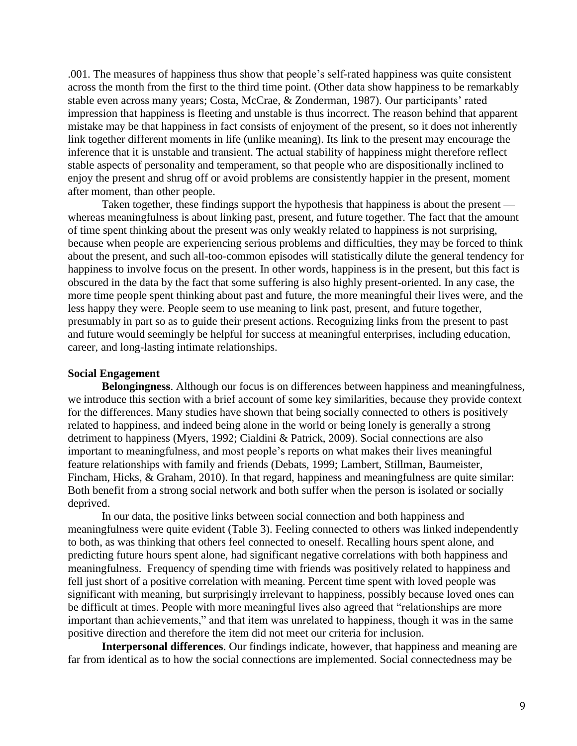.001. The measures of happiness thus show that people's self-rated happiness was quite consistent across the month from the first to the third time point. (Other data show happiness to be remarkably stable even across many years; Costa, McCrae, & Zonderman, 1987). Our participants' rated impression that happiness is fleeting and unstable is thus incorrect. The reason behind that apparent mistake may be that happiness in fact consists of enjoyment of the present, so it does not inherently link together different moments in life (unlike meaning). Its link to the present may encourage the inference that it is unstable and transient. The actual stability of happiness might therefore reflect stable aspects of personality and temperament, so that people who are dispositionally inclined to enjoy the present and shrug off or avoid problems are consistently happier in the present, moment after moment, than other people.

Taken together, these findings support the hypothesis that happiness is about the present — whereas meaningfulness is about linking past, present, and future together. The fact that the amount of time spent thinking about the present was only weakly related to happiness is not surprising, because when people are experiencing serious problems and difficulties, they may be forced to think about the present, and such all-too-common episodes will statistically dilute the general tendency for happiness to involve focus on the present. In other words, happiness is in the present, but this fact is obscured in the data by the fact that some suffering is also highly present-oriented. In any case, the more time people spent thinking about past and future, the more meaningful their lives were, and the less happy they were. People seem to use meaning to link past, present, and future together, presumably in part so as to guide their present actions. Recognizing links from the present to past and future would seemingly be helpful for success at meaningful enterprises, including education, career, and long-lasting intimate relationships.

**Social Engagement**

**Belongingness**. Although our focus is on differences between happiness and meaningfulness, we introduce this section with a brief account of some key similarities, because they provide context for the differences. Many studies have shown that being socially connected to others is positively related to happiness, and indeed being alone in the world or being lonely is generally a strong detriment to happiness (Myers, 1992; Cialdini & Patrick, 2009). Social connections are also important to meaningfulness, and most people's reports on what makes their lives meaningful feature relationships with family and friends (Debats, 1999; Lambert, Stillman, Baumeister, Fincham, Hicks, & Graham, 2010). In that regard, happiness and meaningfulness are quite similar: Both benefit from a strong social network and both suffer when the person is isolated or socially deprived.

In our data, the positive links between social connection and both happiness and meaningfulness were quite evident (Table 3). Feeling connected to others was linked independently to both, as was thinking that others feel connected to oneself. Recalling hours spent alone, and predicting future hours spent alone, had significant negative correlations with both happiness and meaningfulness. Frequency of spending time with friends was positively related to happiness and fell just short of a positive correlation with meaning. Percent time spent with loved people was significant with meaning, but surprisingly irrelevant to happiness, possibly because loved ones can be difficult at times. People with more meaningful lives also agreed that "relationships are more important than achievements," and that item was unrelated to happiness, though it was in the same positive direction and therefore the item did not meet our criteria for inclusion.

**Interpersonal differences**. Our findings indicate, however, that happiness and meaning are far from identical as to how the social connections are implemented. Social connectedness may be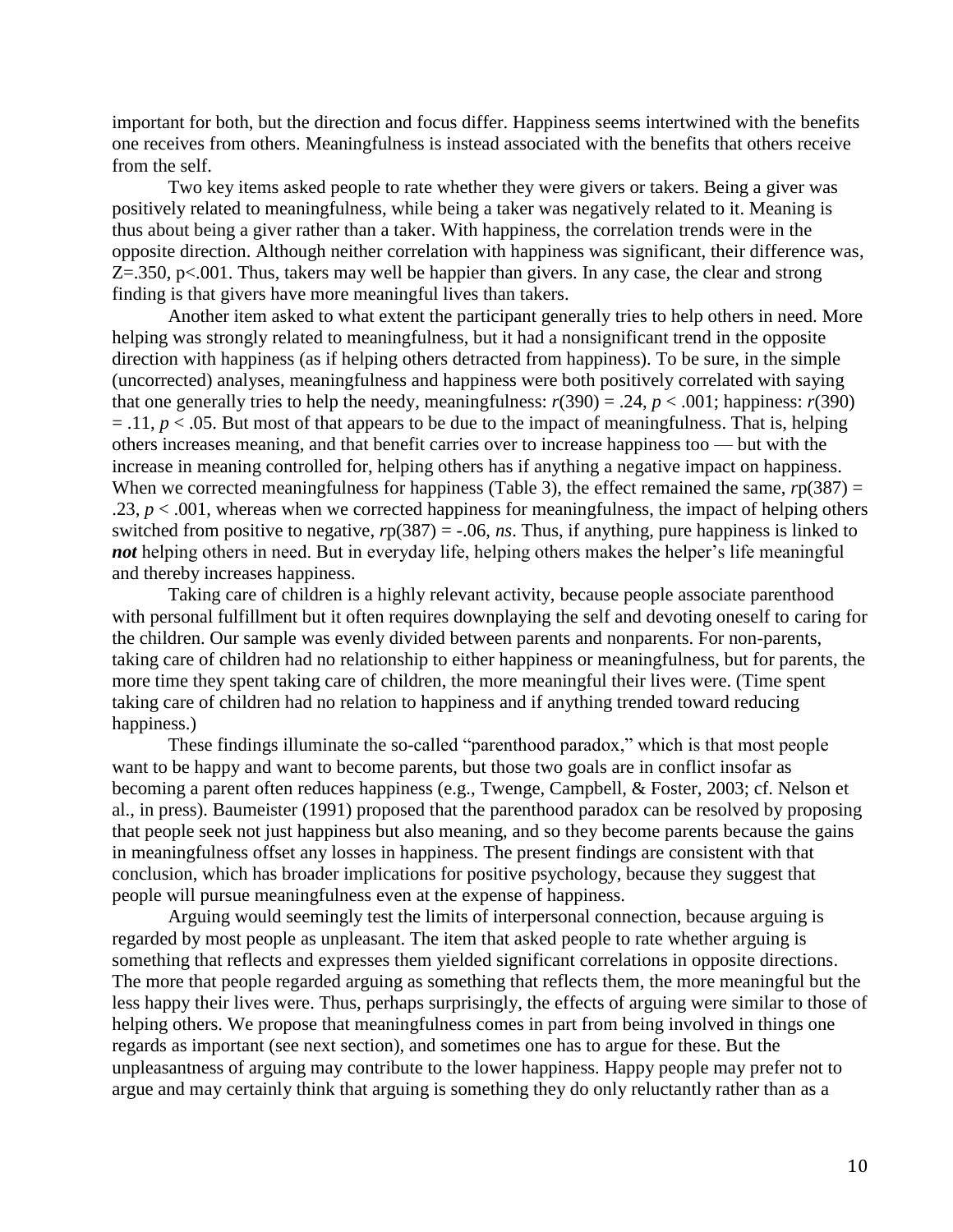important for both, but the direction and focus differ. Happiness seems intertwined with the benefits one receives from others. Meaningfulness is instead associated with the benefits that others receive from the self.

Two key items asked people to rate whether they were givers or takers. Being a giver was positively related to meaningfulness, while being a taker was negatively related to it. Meaning is thus about being a giver rather than a taker. With happiness, the correlation trends were in the opposite direction. Although neither correlation with happiness was significant, their difference was, $Z$=.350, $p$<.001. Thus, takers may well be happier than givers. In any case, the clear and strong finding is that givers have more meaningful lives than takers.

Another item asked to what extent the participant generally tries to help others in need. More helping was strongly related to meaningfulness, but it had a nonsignificant trend in the opposite direction with happiness (as if helping others detracted from happiness). To be sure, in the simple (uncorrected) analyses, meaningfulness and happiness were both positively correlated with saying that one generally tries to help the needy, meaningfulness: $r(390) = .24$, $p < .001$; happiness: $r(390) = .11$, $p < .05$. But most of that appears to be due to the impact of meaningfulness. That is, helping others increases meaning, and that benefit carries over to increase happiness too — but with the increase in meaning controlled for, helping others has if anything a negative impact on happiness. When we corrected meaningfulness for happiness (Table 3), the effect remained the same, $rp(387) = .23$, $p < .001$, whereas when we corrected happiness for meaningfulness, the impact of helping others switched from positive to negative, $rp(387) = -.06$, *ns*. Thus, if anything, pure happiness is linked to ***not*** helping others in need. But in everyday life, helping others makes the helper's life meaningful and thereby increases happiness.

Taking care of children is a highly relevant activity, because people associate parenthood with personal fulfillment but it often requires downplaying the self and devoting oneself to caring for the children. Our sample was evenly divided between parents and nonparents. For non-parents, taking care of children had no relationship to either happiness or meaningfulness, but for parents, the more time they spent taking care of children, the more meaningful their lives were. (Time spent taking care of children had no relation to happiness and if anything trended toward reducing happiness.)

These findings illuminate the so-called "parenthood paradox," which is that most people want to be happy and want to become parents, but those two goals are in conflict insofar as becoming a parent often reduces happiness (e.g., Twenge, Campbell, & Foster, 2003; cf. Nelson et al., in press). Baumeister (1991) proposed that the parenthood paradox can be resolved by proposing that people seek not just happiness but also meaning, and so they become parents because the gains in meaningfulness offset any losses in happiness. The present findings are consistent with that conclusion, which has broader implications for positive psychology, because they suggest that people will pursue meaningfulness even at the expense of happiness.

Arguing would seemingly test the limits of interpersonal connection, because arguing is regarded by most people as unpleasant. The item that asked people to rate whether arguing is something that reflects and expresses them yielded significant correlations in opposite directions. The more that people regarded arguing as something that reflects them, the more meaningful but the less happy their lives were. Thus, perhaps surprisingly, the effects of arguing were similar to those of helping others. We propose that meaningfulness comes in part from being involved in things one regards as important (see next section), and sometimes one has to argue for these. But the unpleasantness of arguing may contribute to the lower happiness. Happy people may prefer not to argue and may certainly think that arguing is something they do only reluctantly rather than as a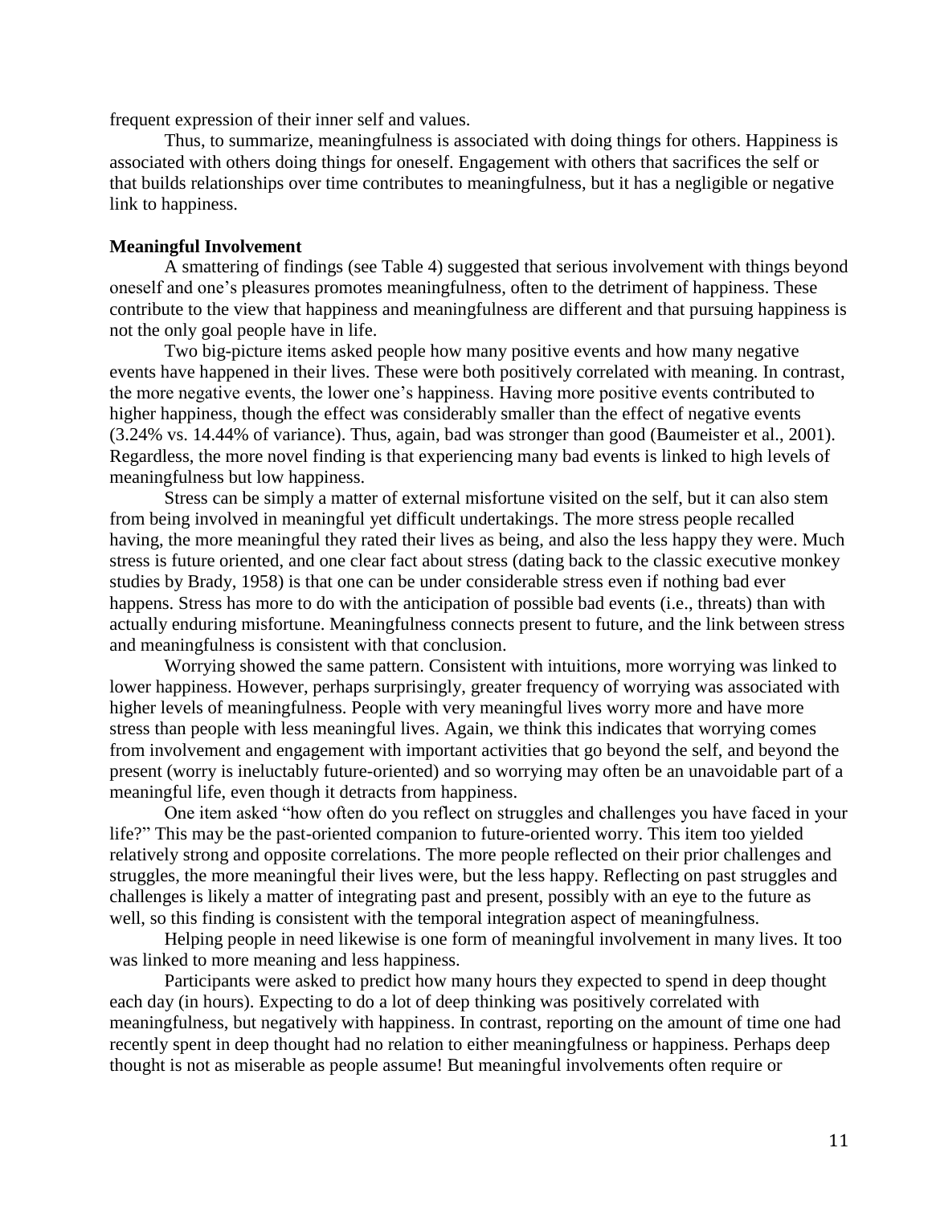frequent expression of their inner self and values.

Thus, to summarize, meaningfulness is associated with doing things for others. Happiness is associated with others doing things for oneself. Engagement with others that sacrifices the self or that builds relationships over time contributes to meaningfulness, but it has a negligible or negative link to happiness.

**Meaningful Involvement**

A smattering of findings (see Table 4) suggested that serious involvement with things beyond oneself and one's pleasures promotes meaningfulness, often to the detriment of happiness. These contribute to the view that happiness and meaningfulness are different and that pursuing happiness is not the only goal people have in life.

Two big-picture items asked people how many positive events and how many negative events have happened in their lives. These were both positively correlated with meaning. In contrast, the more negative events, the lower one's happiness. Having more positive events contributed to higher happiness, though the effect was considerably smaller than the effect of negative events (3.24% vs. 14.44% of variance). Thus, again, bad was stronger than good (Baumeister et al., 2001). Regardless, the more novel finding is that experiencing many bad events is linked to high levels of meaningfulness but low happiness.

Stress can be simply a matter of external misfortune visited on the self, but it can also stem from being involved in meaningful yet difficult undertakings. The more stress people recalled having, the more meaningful they rated their lives as being, and also the less happy they were. Much stress is future oriented, and one clear fact about stress (dating back to the classic executive monkey studies by Brady, 1958) is that one can be under considerable stress even if nothing bad ever happens. Stress has more to do with the anticipation of possible bad events (i.e., threats) than with actually enduring misfortune. Meaningfulness connects present to future, and the link between stress and meaningfulness is consistent with that conclusion.

Worrying showed the same pattern. Consistent with intuitions, more worrying was linked to lower happiness. However, perhaps surprisingly, greater frequency of worrying was associated with higher levels of meaningfulness. People with very meaningful lives worry more and have more stress than people with less meaningful lives. Again, we think this indicates that worrying comes from involvement and engagement with important activities that go beyond the self, and beyond the present (worry is ineluctably future-oriented) and so worrying may often be an unavoidable part of a meaningful life, even though it detracts from happiness.

One item asked "how often do you reflect on struggles and challenges you have faced in your life?" This may be the past-oriented companion to future-oriented worry. This item too yielded relatively strong and opposite correlations. The more people reflected on their prior challenges and struggles, the more meaningful their lives were, but the less happy. Reflecting on past struggles and challenges is likely a matter of integrating past and present, possibly with an eye to the future as well, so this finding is consistent with the temporal integration aspect of meaningfulness.

Helping people in need likewise is one form of meaningful involvement in many lives. It too was linked to more meaning and less happiness.

Participants were asked to predict how many hours they expected to spend in deep thought each day (in hours). Expecting to do a lot of deep thinking was positively correlated with meaningfulness, but negatively with happiness. In contrast, reporting on the amount of time one had recently spent in deep thought had no relation to either meaningfulness or happiness. Perhaps deep thought is not as miserable as people assume! But meaningful involvements often require or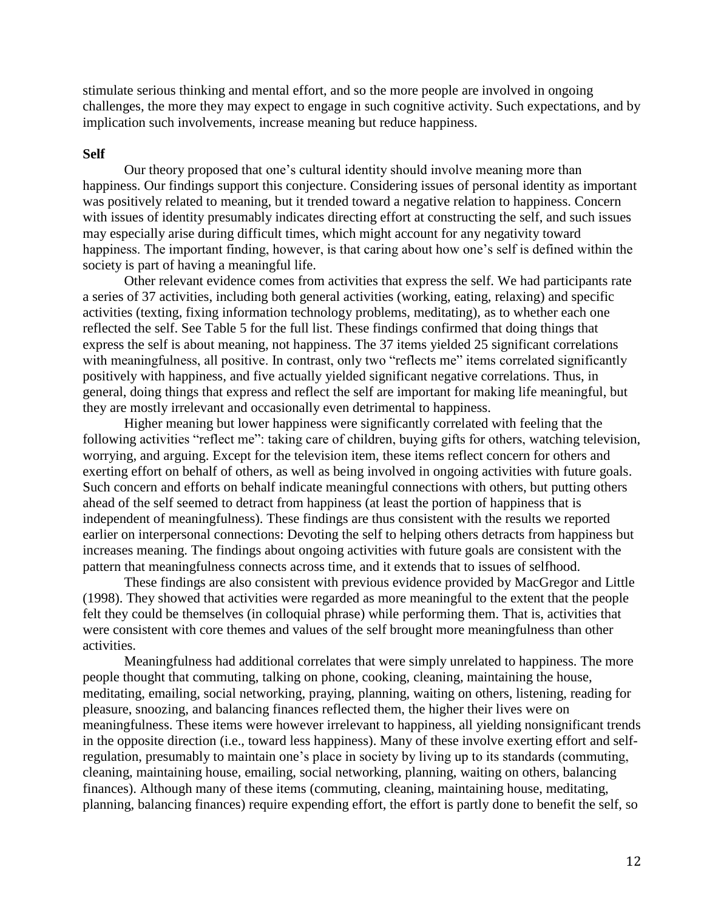stimulate serious thinking and mental effort, and so the more people are involved in ongoing challenges, the more they may expect to engage in such cognitive activity. Such expectations, and by implication such involvements, increase meaning but reduce happiness.

### Self

Our theory proposed that one's cultural identity should involve meaning more than happiness. Our findings support this conjecture. Considering issues of personal identity as important was positively related to meaning, but it trended toward a negative relation to happiness. Concern with issues of identity presumably indicates directing effort at constructing the self, and such issues may especially arise during difficult times, which might account for any negativity toward happiness. The important finding, however, is that caring about how one's self is defined within the society is part of having a meaningful life.

Other relevant evidence comes from activities that express the self. We had participants rate a series of 37 activities, including both general activities (working, eating, relaxing) and specific activities (texting, fixing information technology problems, meditating), as to whether each one reflected the self. See Table 5 for the full list. These findings confirmed that doing things that express the self is about meaning, not happiness. The 37 items yielded 25 significant correlations with meaningfulness, all positive. In contrast, only two "reflects me" items correlated significantly positively with happiness, and five actually yielded significant negative correlations. Thus, in general, doing things that express and reflect the self are important for making life meaningful, but they are mostly irrelevant and occasionally even detrimental to happiness.

Higher meaning but lower happiness were significantly correlated with feeling that the following activities "reflect me": taking care of children, buying gifts for others, watching television, worrying, and arguing. Except for the television item, these items reflect concern for others and exerting effort on behalf of others, as well as being involved in ongoing activities with future goals. Such concern and efforts on behalf indicate meaningful connections with others, but putting others ahead of the self seemed to detract from happiness (at least the portion of happiness that is independent of meaningfulness). These findings are thus consistent with the results we reported earlier on interpersonal connections: Devoting the self to helping others detracts from happiness but increases meaning. The findings about ongoing activities with future goals are consistent with the pattern that meaningfulness connects across time, and it extends that to issues of selfhood.

These findings are also consistent with previous evidence provided by MacGregor and Little (1998). They showed that activities were regarded as more meaningful to the extent that the people felt they could be themselves (in colloquial phrase) while performing them. That is, activities that were consistent with core themes and values of the self brought more meaningfulness than other activities.

Meaningfulness had additional correlates that were simply unrelated to happiness. The more people thought that commuting, talking on phone, cooking, cleaning, maintaining the house, meditating, emailing, social networking, praying, planning, waiting on others, listening, reading for pleasure, snoozing, and balancing finances reflected them, the higher their lives were on meaningfulness. These items were however irrelevant to happiness, all yielding nonsignificant trends in the opposite direction (i.e., toward less happiness). Many of these involve exerting effort and self-regulation, presumably to maintain one's place in society by living up to its standards (commuting, cleaning, maintaining house, emailing, social networking, planning, waiting on others, balancing finances). Although many of these items (commuting, cleaning, maintaining house, meditating, planning, balancing finances) require expending effort, the effort is partly done to benefit the self, so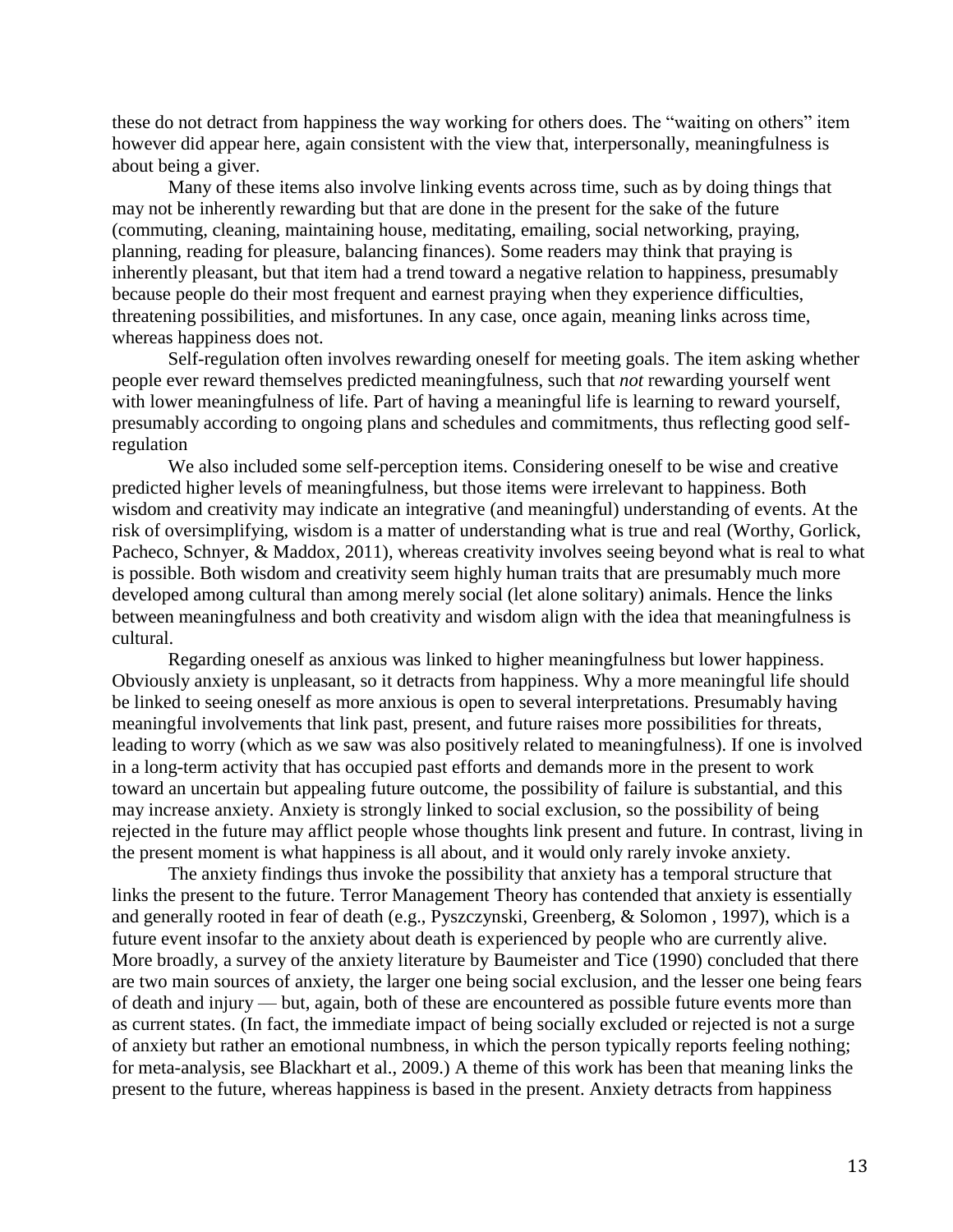these do not detract from happiness the way working for others does. The "waiting on others" item however did appear here, again consistent with the view that, interpersonally, meaningfulness is about being a giver.

Many of these items also involve linking events across time, such as by doing things that may not be inherently rewarding but that are done in the present for the sake of the future (commuting, cleaning, maintaining house, meditating, emailing, social networking, praying, planning, reading for pleasure, balancing finances). Some readers may think that praying is inherently pleasant, but that item had a trend toward a negative relation to happiness, presumably because people do their most frequent and earnest praying when they experience difficulties, threatening possibilities, and misfortunes. In any case, once again, meaning links across time, whereas happiness does not.

Self-regulation often involves rewarding oneself for meeting goals. The item asking whether people ever reward themselves predicted meaningfulness, such that *not* rewarding yourself went with lower meaningfulness of life. Part of having a meaningful life is learning to reward yourself, presumably according to ongoing plans and schedules and commitments, thus reflecting good self-regulation

We also included some self-perception items. Considering oneself to be wise and creative predicted higher levels of meaningfulness, but those items were irrelevant to happiness. Both wisdom and creativity may indicate an integrative (and meaningful) understanding of events. At the risk of oversimplifying, wisdom is a matter of understanding what is true and real (Worthy, Gorlick, Pacheco, Schnyer, & Maddox, 2011), whereas creativity involves seeing beyond what is real to what is possible. Both wisdom and creativity seem highly human traits that are presumably much more developed among cultural than among merely social (let alone solitary) animals. Hence the links between meaningfulness and both creativity and wisdom align with the idea that meaningfulness is cultural.

Regarding oneself as anxious was linked to higher meaningfulness but lower happiness. Obviously anxiety is unpleasant, so it detracts from happiness. Why a more meaningful life should be linked to seeing oneself as more anxious is open to several interpretations. Presumably having meaningful involvements that link past, present, and future raises more possibilities for threats, leading to worry (which as we saw was also positively related to meaningfulness). If one is involved in a long-term activity that has occupied past efforts and demands more in the present to work toward an uncertain but appealing future outcome, the possibility of failure is substantial, and this may increase anxiety. Anxiety is strongly linked to social exclusion, so the possibility of being rejected in the future may afflict people whose thoughts link present and future. In contrast, living in the present moment is what happiness is all about, and it would only rarely invoke anxiety.

The anxiety findings thus invoke the possibility that anxiety has a temporal structure that links the present to the future. Terror Management Theory has contended that anxiety is essentially and generally rooted in fear of death (e.g., Pyszczynski, Greenberg, & Solomon , 1997), which is a future event insofar to the anxiety about death is experienced by people who are currently alive. More broadly, a survey of the anxiety literature by Baumeister and Tice (1990) concluded that there are two main sources of anxiety, the larger one being social exclusion, and the lesser one being fears of death and injury — but, again, both of these are encountered as possible future events more than as current states. (In fact, the immediate impact of being socially excluded or rejected is not a surge of anxiety but rather an emotional numbness, in which the person typically reports feeling nothing; for meta-analysis, see Blackhart et al., 2009.) A theme of this work has been that meaning links the present to the future, whereas happiness is based in the present. Anxiety detracts from happiness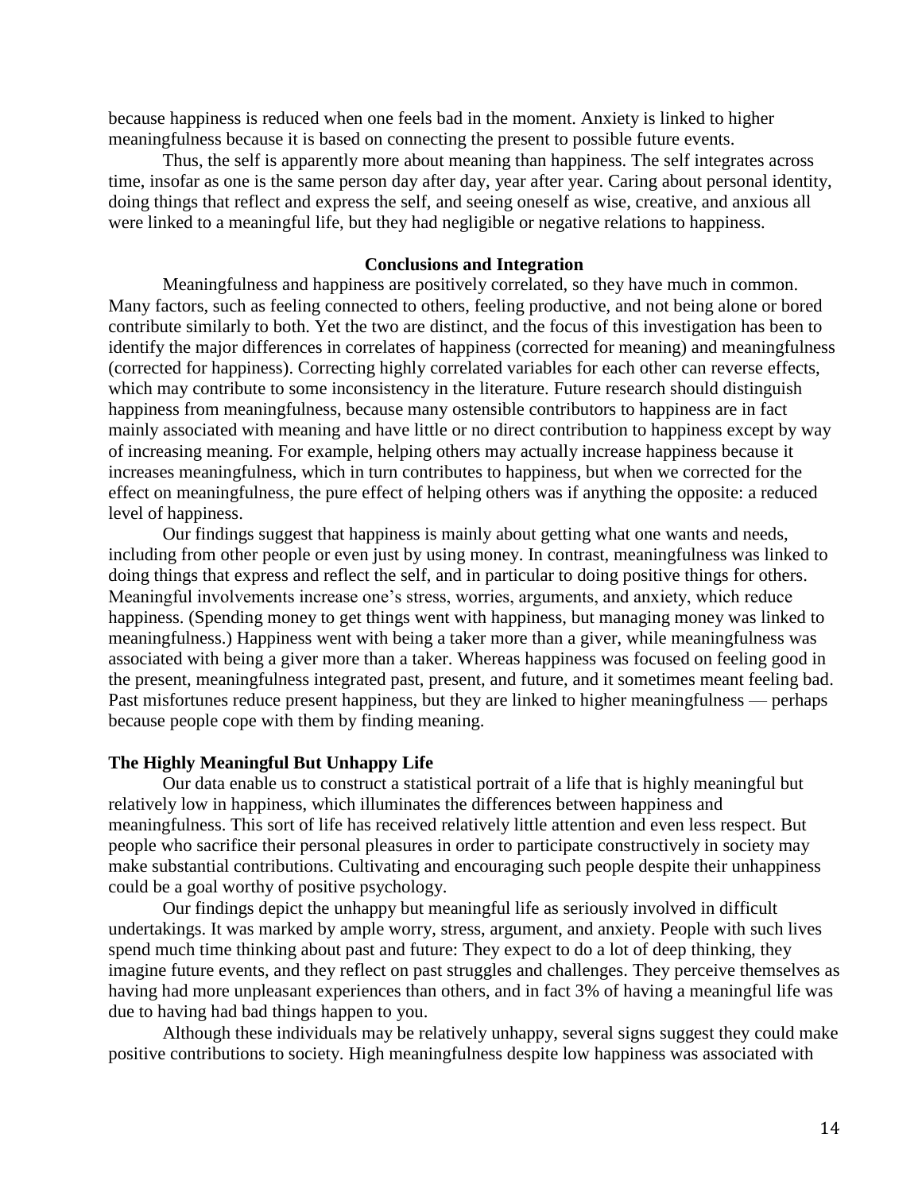because happiness is reduced when one feels bad in the moment. Anxiety is linked to higher meaningfulness because it is based on connecting the present to possible future events.

Thus, the self is apparently more about meaning than happiness. The self integrates across time, insofar as one is the same person day after day, year after year. Caring about personal identity, doing things that reflect and express the self, and seeing oneself as wise, creative, and anxious all were linked to a meaningful life, but they had negligible or negative relations to happiness.

## Conclusions and Integration

Meaningfulness and happiness are positively correlated, so they have much in common. Many factors, such as feeling connected to others, feeling productive, and not being alone or bored contribute similarly to both. Yet the two are distinct, and the focus of this investigation has been to identify the major differences in correlates of happiness (corrected for meaning) and meaningfulness (corrected for happiness). Correcting highly correlated variables for each other can reverse effects, which may contribute to some inconsistency in the literature. Future research should distinguish happiness from meaningfulness, because many ostensible contributors to happiness are in fact mainly associated with meaning and have little or no direct contribution to happiness except by way of increasing meaning. For example, helping others may actually increase happiness because it increases meaningfulness, which in turn contributes to happiness, but when we corrected for the effect on meaningfulness, the pure effect of helping others was if anything the opposite: a reduced level of happiness.

Our findings suggest that happiness is mainly about getting what one wants and needs, including from other people or even just by using money. In contrast, meaningfulness was linked to doing things that express and reflect the self, and in particular to doing positive things for others. Meaningful involvements increase one's stress, worries, arguments, and anxiety, which reduce happiness. (Spending money to get things went with happiness, but managing money was linked to meaningfulness.) Happiness went with being a taker more than a giver, while meaningfulness was associated with being a giver more than a taker. Whereas happiness was focused on feeling good in the present, meaningfulness integrated past, present, and future, and it sometimes meant feeling bad. Past misfortunes reduce present happiness, but they are linked to higher meaningfulness — perhaps because people cope with them by finding meaning.

### The Highly Meaningful But Unhappy Life

Our data enable us to construct a statistical portrait of a life that is highly meaningful but relatively low in happiness, which illuminates the differences between happiness and meaningfulness. This sort of life has received relatively little attention and even less respect. But people who sacrifice their personal pleasures in order to participate constructively in society may make substantial contributions. Cultivating and encouraging such people despite their unhappiness could be a goal worthy of positive psychology.

Our findings depict the unhappy but meaningful life as seriously involved in difficult undertakings. It was marked by ample worry, stress, argument, and anxiety. People with such lives spend much time thinking about past and future: They expect to do a lot of deep thinking, they imagine future events, and they reflect on past struggles and challenges. They perceive themselves as having had more unpleasant experiences than others, and in fact 3% of having a meaningful life was due to having had bad things happen to you.

Although these individuals may be relatively unhappy, several signs suggest they could make positive contributions to society. High meaningfulness despite low happiness was associated with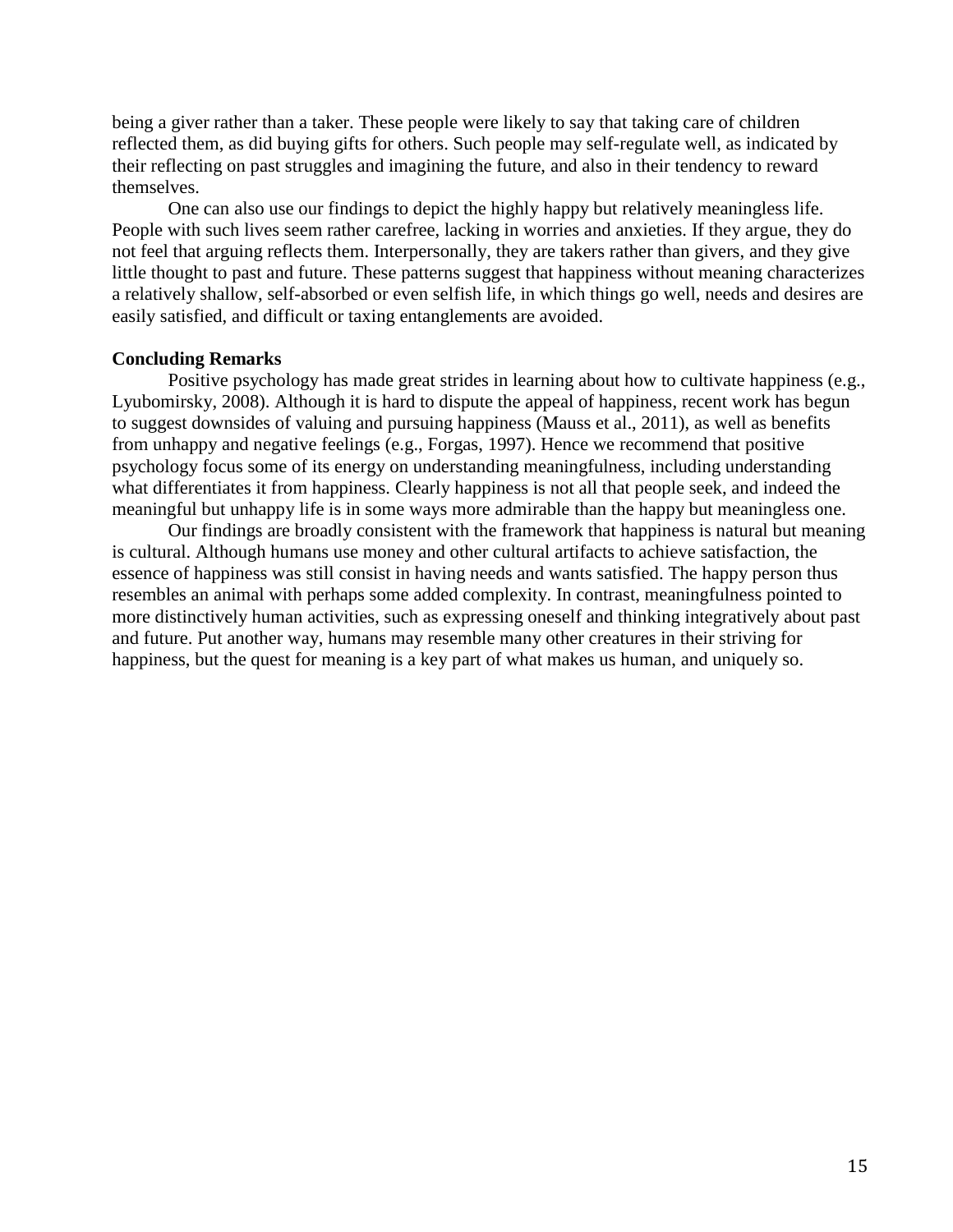being a giver rather than a taker. These people were likely to say that taking care of children reflected them, as did buying gifts for others. Such people may self-regulate well, as indicated by their reflecting on past struggles and imagining the future, and also in their tendency to reward themselves.

One can also use our findings to depict the highly happy but relatively meaningless life. People with such lives seem rather carefree, lacking in worries and anxieties. If they argue, they do not feel that arguing reflects them. Interpersonally, they are takers rather than givers, and they give little thought to past and future. These patterns suggest that happiness without meaning characterizes a relatively shallow, self-absorbed or even selfish life, in which things go well, needs and desires are easily satisfied, and difficult or taxing entanglements are avoided.

**Concluding Remarks**

Positive psychology has made great strides in learning about how to cultivate happiness (e.g., Lyubomirsky, 2008). Although it is hard to dispute the appeal of happiness, recent work has begun to suggest downsides of valuing and pursuing happiness (Mauss et al., 2011), as well as benefits from unhappy and negative feelings (e.g., Forgas, 1997). Hence we recommend that positive psychology focus some of its energy on understanding meaningfulness, including understanding what differentiates it from happiness. Clearly happiness is not all that people seek, and indeed the meaningful but unhappy life is in some ways more admirable than the happy but meaningless one.

Our findings are broadly consistent with the framework that happiness is natural but meaning is cultural. Although humans use money and other cultural artifacts to achieve satisfaction, the essence of happiness was still consist in having needs and wants satisfied. The happy person thus resembles an animal with perhaps some added complexity. In contrast, meaningfulness pointed to more distinctively human activities, such as expressing oneself and thinking integratively about past and future. Put another way, humans may resemble many other creatures in their striving for happiness, but the quest for meaning is a key part of what makes us human, and uniquely so.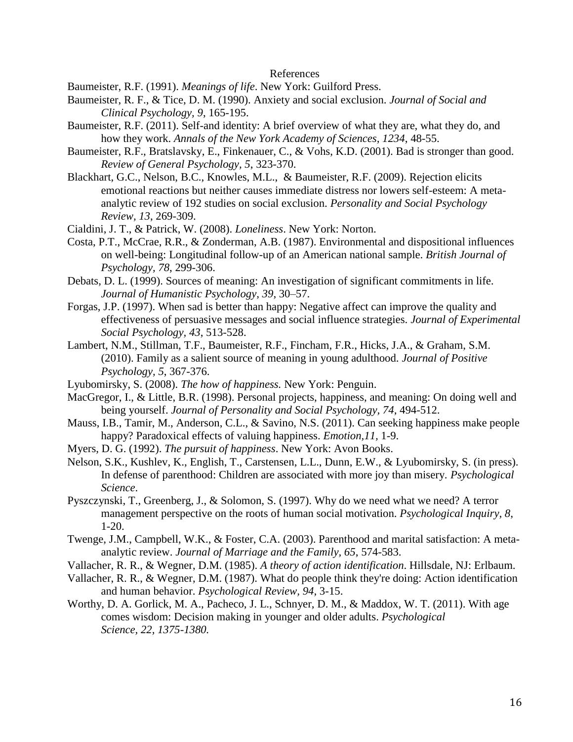# References

Baumeister, R.F. (1991). *Meanings of life*. New York: Guilford Press.

Baumeister, R. F., & Tice, D. M. (1990). Anxiety and social exclusion. *Journal of Social and Clinical Psychology, 9*, 165-195.

Baumeister, R.F. (2011). Self-and identity: A brief overview of what they are, what they do, and how they work. *Annals of the New York Academy of Sciences, 1234*, 48-55.

Baumeister, R.F., Bratslavsky, E., Finkenauer, C., & Vohs, K.D. (2001). Bad is stronger than good. *Review of General Psychology, 5*, 323-370.

Blackhart, G.C., Nelson, B.C., Knowles, M.L., & Baumeister, R.F. (2009). Rejection elicits emotional reactions but neither causes immediate distress nor lowers self-esteem: A meta-analytic review of 192 studies on social exclusion. *Personality and Social Psychology Review, 13*, 269-309.

Cialdini, J. T., & Patrick, W. (2008). *Loneliness*. New York: Norton.

Costa, P.T., McCrae, R.R., & Zonderman, A.B. (1987). Environmental and dispositional influences on well-being: Longitudinal follow-up of an American national sample. *British Journal of Psychology, 78*, 299-306.

Debats, D. L. (1999). Sources of meaning: An investigation of significant commitments in life. *Journal of Humanistic Psychology, 39*, 30–57.

Forgas, J.P. (1997). When sad is better than happy: Negative affect can improve the quality and effectiveness of persuasive messages and social influence strategies. *Journal of Experimental Social Psychology, 43*, 513-528.

Lambert, N.M., Stillman, T.F., Baumeister, R.F., Fincham, F.R., Hicks, J.A., & Graham, S.M. (2010). Family as a salient source of meaning in young adulthood. *Journal of Positive Psychology, 5*, 367-376.

Lyubomirsky, S. (2008). *The how of happiness.* New York: Penguin.

MacGregor, I., & Little, B.R. (1998). Personal projects, happiness, and meaning: On doing well and being yourself. *Journal of Personality and Social Psychology, 74*, 494-512.

Mauss, I.B., Tamir, M., Anderson, C.L., & Savino, N.S. (2011). Can seeking happiness make people happy? Paradoxical effects of valuing happiness. *Emotion,11,* 1-9.

Myers, D. G. (1992). *The pursuit of happiness*. New York: Avon Books.

Nelson, S.K., Kushlev, K., English, T., Carstensen, L.L., Dunn, E.W., & Lyubomirsky, S. (in press). In defense of parenthood: Children are associated with more joy than misery. *Psychological Science*.

Pyszczynski, T., Greenberg, J., & Solomon, S. (1997). Why do we need what we need? A terror management perspective on the roots of human social motivation. *Psychological Inquiry, 8*, 1-20.

Twenge, J.M., Campbell, W.K., & Foster, C.A. (2003). Parenthood and marital satisfaction: A meta-analytic review. *Journal of Marriage and the Family, 65*, 574-583.

Vallacher, R. R., & Wegner, D.M. (1985). *A theory of action identification*. Hillsdale, NJ: Erlbaum.

Vallacher, R. R., & Wegner, D.M. (1987). What do people think they're doing: Action identification and human behavior. *Psychological Review, 94*, 3-15.

Worthy, D. A. Gorlick, M. A., Pacheco, J. L., Schnyer, D. M., & Maddox, W. T. (2011). With age comes wisdom: Decision making in younger and older adults. *Psychological Science, 22, 1375-1380.*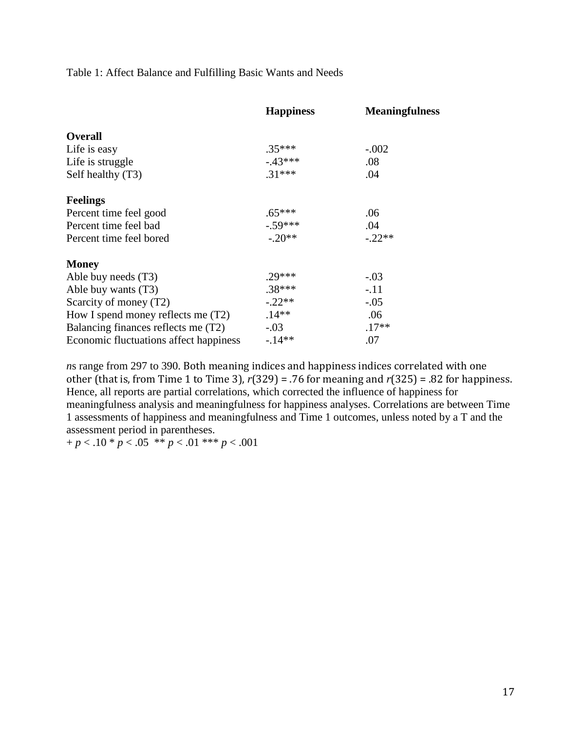Table 1: Affect Balance and Fulfilling Basic Wants and Needs

| | **Happiness** | **Meaningfulness** |
|---|---|---|
| **Overall** | | |
| Life is easy | .35*** | -.002 |
| Life is struggle | -.43*** | .08 |
| Self healthy (T3) | .31*** | .04 |
| **Feelings** | | |
| Percent time feel good | .65*** | .06 |
| Percent time feel bad | -.59*** | .04 |
| Percent time feel bored | -.20** | -.22** |
| **Money** | | |
| Able buy needs (T3) | .29*** | -.03 |
| Able buy wants (T3) | .38*** | -.11 |
| Scarcity of money (T2) | -.22** | -.05 |
| How I spend money reflects me (T2) | .14** | .06 |
| Balancing finances reflects me (T2) | -.03 | .17** |
| Economic fluctuations affect happiness | -.14** | .07 |

*n*s range from 297 to 390. Both meaning indices and happiness indices correlated with one other (that is, from Time 1 to Time 3), $r(329) = .76$ for meaning and $r(325) = .82$ for happiness. Hence, all reports are partial correlations, which corrected the influence of happiness for meaningfulness analysis and meaningfulness for happiness analyses. Correlations are between Time 1 assessments of happiness and meaningfulness and Time 1 outcomes, unless noted by a T and the assessment period in parentheses.

+ $p < .10$ * $p < .05$ ** $p < .01$ *** $p < .001$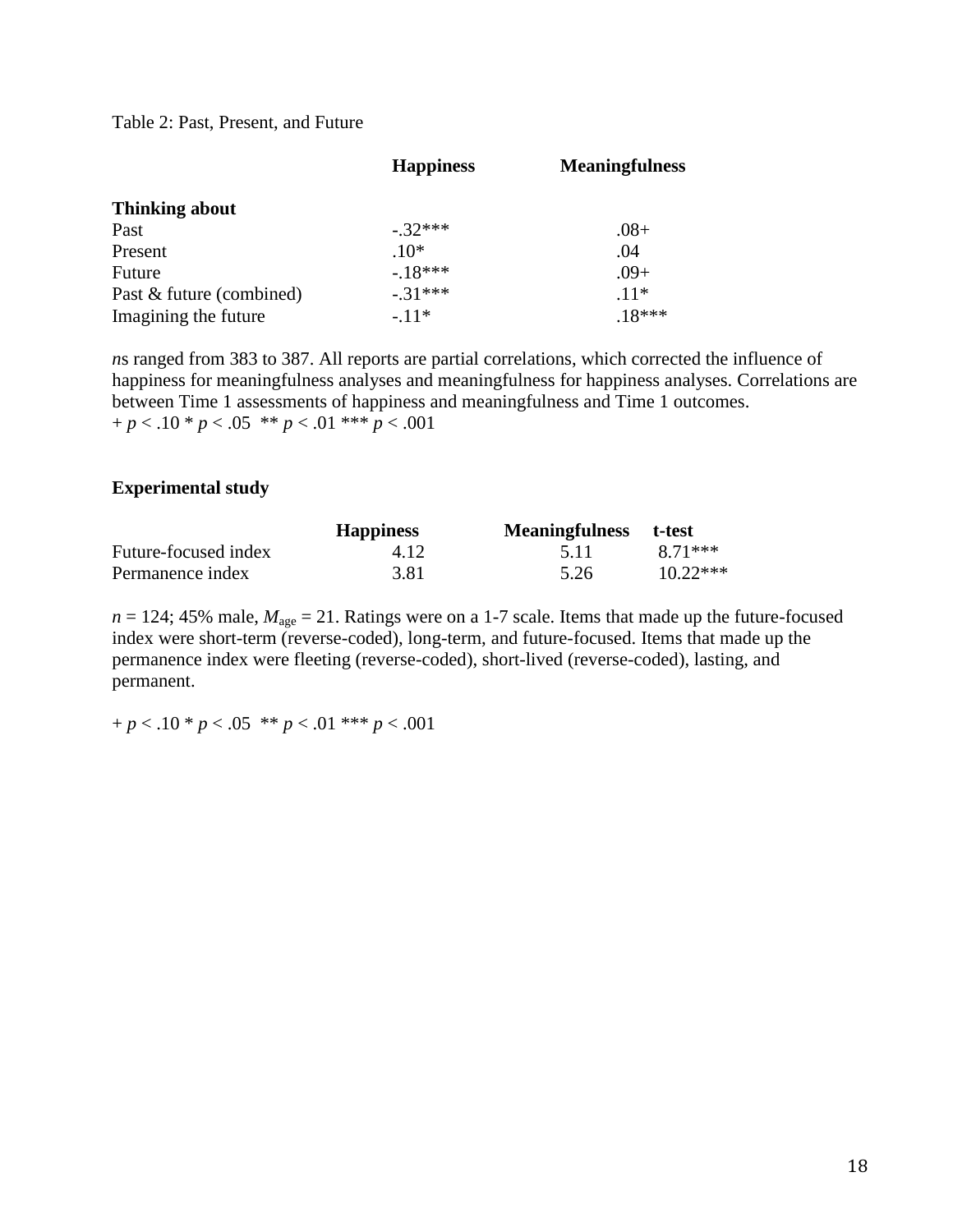Table 2: Past, Present, and Future

| | **Happiness** | **Meaningfulness** |
|---|---|---|
| **Thinking about** | | |
| Past | -.32*** | .08+ |
| Present | .10* | .04 |
| Future | -.18*** | .09+ |
| Past & future (combined) | -.31*** | .11* |
| Imagining the future | -.11* | .18*** |

*n*s ranged from 383 to 387. All reports are partial correlations, which corrected the influence of happiness for meaningfulness analyses and meaningfulness for happiness analyses. Correlations are between Time 1 assessments of happiness and meaningfulness and Time 1 outcomes.
+ $p < .10$ * $p < .05$ ** $p < .01$ *** $p < .001$

**Experimental study**

| | **Happiness** | **Meaningfulness** | **t-test** |
|---|---|---|---|
| Future-focused index | 4.12 | 5.11 | 8.71*** |
| Permanence index | 3.81 | 5.26 | 10.22*** |

$n = 124$; 45% male, $M_{age} = 21$. Ratings were on a 1-7 scale. Items that made up the future-focused index were short-term (reverse-coded), long-term, and future-focused. Items that made up the permanence index were fleeting (reverse-coded), short-lived (reverse-coded), lasting, and permanent.

+ $p < .10$ * $p < .05$ ** $p < .01$ *** $p < .001$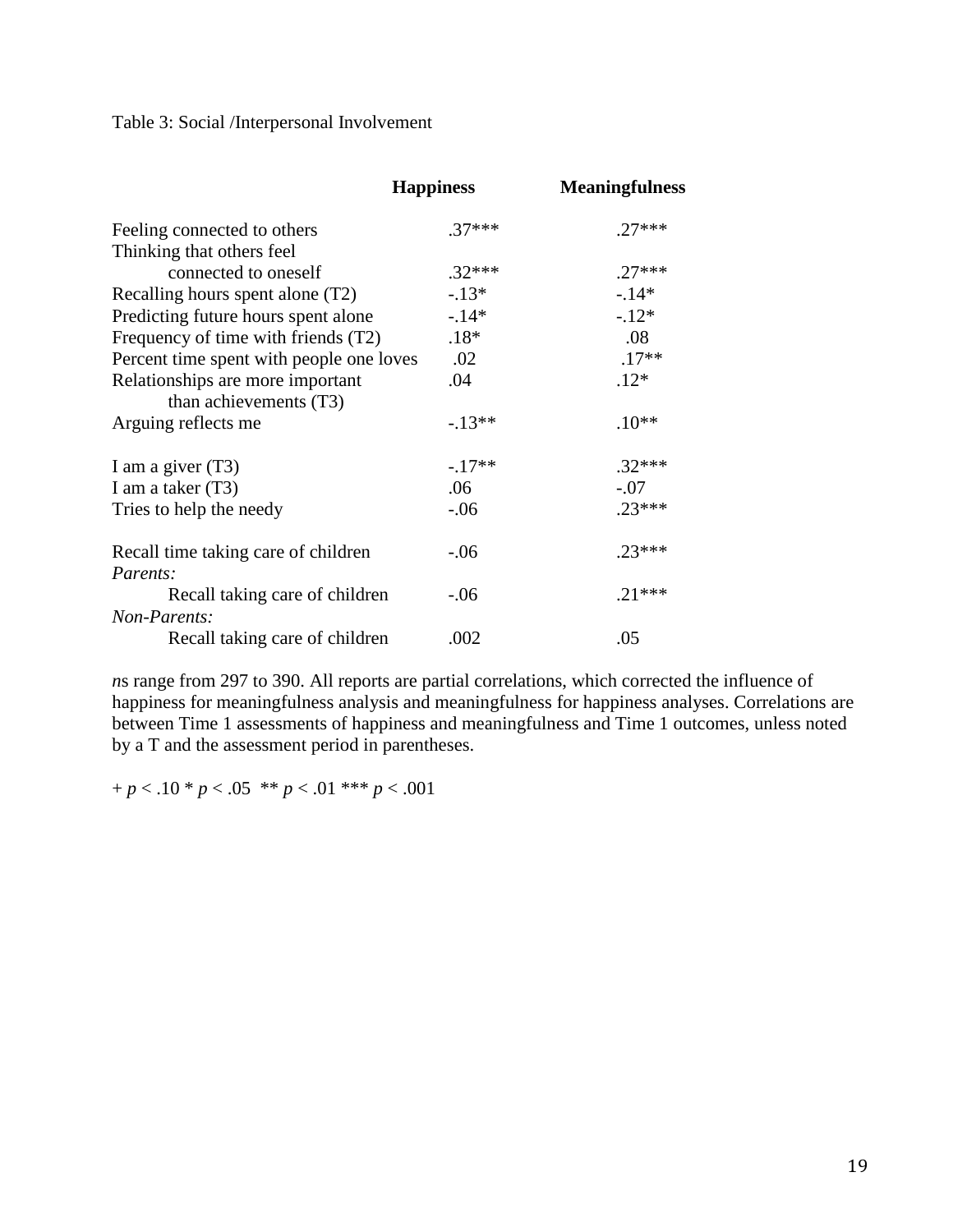Table 3: Social /Interpersonal Involvement

| | **Happiness** | **Meaningfulness** |
|---|---|---|
| Feeling connected to others | .37*** | .27*** |
| Thinking that others feel connected to oneself | .32*** | .27*** |
| Recalling hours spent alone (T2) | -.13* | -.14* |
| Predicting future hours spent alone | -.14* | -.12* |
| Frequency of time with friends (T2) | .18* | .08 |
| Percent time spent with people one loves | .02 | .17** |
| Relationships are more important than achievements (T3) | .04 | .12* |
| Arguing reflects me | -.13** | .10** |
| | | |
| I am a giver (T3) | -.17** | .32*** |
| I am a taker (T3) | .06 | -.07 |
| Tries to help the needy | -.06 | .23*** |
| | | |
| Recall time taking care of children | -.06 | .23*** |
| *Parents:* | | |
| Recall taking care of children | -.06 | .21*** |
| *Non-Parents:* | | |
| Recall taking care of children | .002 | .05 |

*n*s range from 297 to 390. All reports are partial correlations, which corrected the influence of happiness for meaningfulness analysis and meaningfulness for happiness analyses. Correlations are between Time 1 assessments of happiness and meaningfulness and Time 1 outcomes, unless noted by a T and the assessment period in parentheses.

+ $p < .10$ * $p < .05$ ** $p < .01$ *** $p < .001$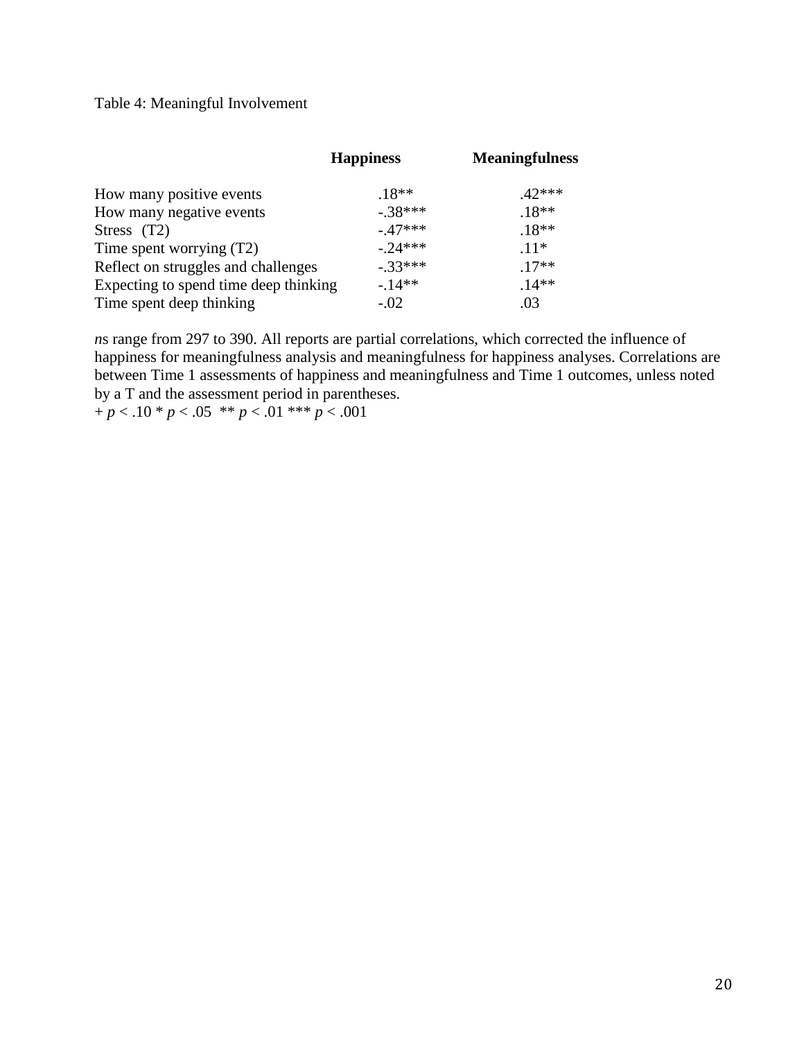Table 4: Meaningful Involvement

| | **Happiness** | **Meaningfulness** |
|---|---|---|
| How many positive events | .18** | .42*** |
| How many negative events | -.38*** | .18** |
| Stress (T2) | -.47*** | .18** |
| Time spent worrying (T2) | -.24*** | .11* |
| Reflect on struggles and challenges | -.33*** | .17** |
| Expecting to spend time deep thinking | -.14** | .14** |
| Time spent deep thinking | -.02 | .03 |

*n*s range from 297 to 390. All reports are partial correlations, which corrected the influence of happiness for meaningfulness analysis and meaningfulness for happiness analyses. Correlations are between Time 1 assessments of happiness and meaningfulness and Time 1 outcomes, unless noted by a T and the assessment period in parentheses.

+ $p < .10$ * $p < .05$ ** $p < .01$ *** $p < .001$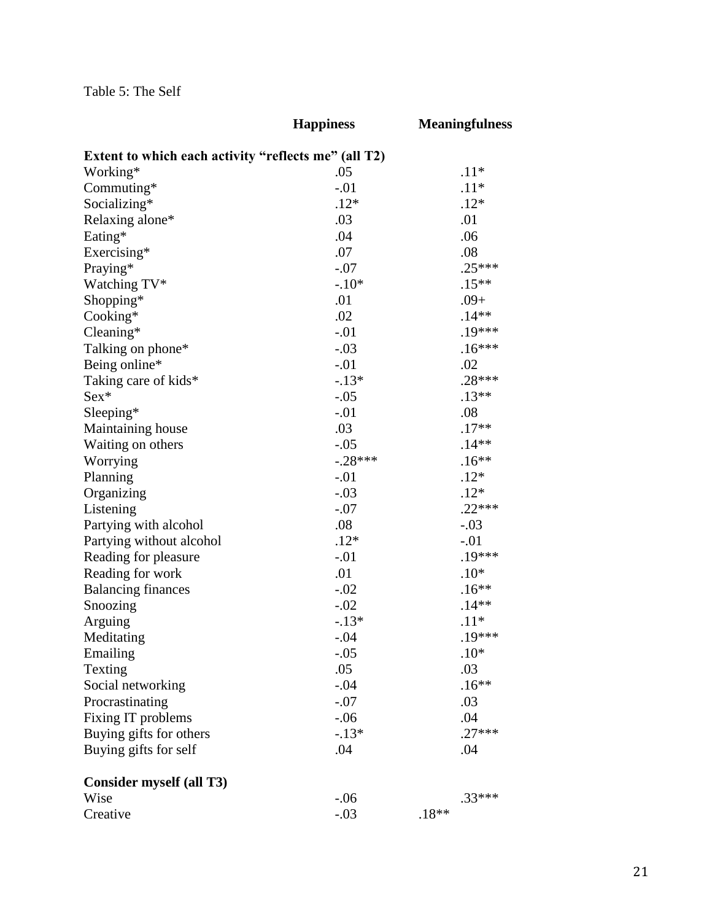Table 5: The Self

| | **Happiness** | **Meaningfulness** |
|---|---|---|
| **Extent to which each activity "reflects me" (all T2)** | | |
| Working* | .05 | .11* |
| Commuting* | -.01 | .11* |
| Socializing* | .12* | .12* |
| Relaxing alone* | .03 | .01 |
| Eating* | .04 | .06 |
| Exercising* | .07 | .08 |
| Praying* | -.07 | .25*** |
| Watching TV* | -.10* | .15** |
| Shopping* | .01 | .09+ |
| Cooking* | .02 | .14** |
| Cleaning* | -.01 | .19*** |
| Talking on phone* | -.03 | .16*** |
| Being online* | -.01 | .02 |
| Taking care of kids* | -.13* | .28*** |
| Sex* | -.05 | .13** |
| Sleeping* | -.01 | .08 |
| Maintaining house | .03 | .17** |
| Waiting on others | -.05 | .14** |
| Worrying | -.28*** | .16** |
| Planning | -.01 | .12* |
| Organizing | -.03 | .12* |
| Listening | -.07 | .22*** |
| Partying with alcohol | .08 | -.03 |
| Partying without alcohol | .12* | -.01 |
| Reading for pleasure | -.01 | .19*** |
| Reading for work | .01 | .10* |
| Balancing finances | -.02 | .16** |
| Snoozing | -.02 | .14** |
| Arguing | -.13* | .11* |
| Meditating | -.04 | .19*** |
| Emailing | -.05 | .10* |
| Texting | .05 | .03 |
| Social networking | -.04 | .16** |
| Procrastinating | -.07 | .03 |
| Fixing IT problems | -.06 | .04 |
| Buying gifts for others | -.13* | .27*** |
| Buying gifts for self | .04 | .04 |
| **Consider myself (all T3)** | | |
| Wise | -.06 | .33*** |
| Creative | -.03 | .18** |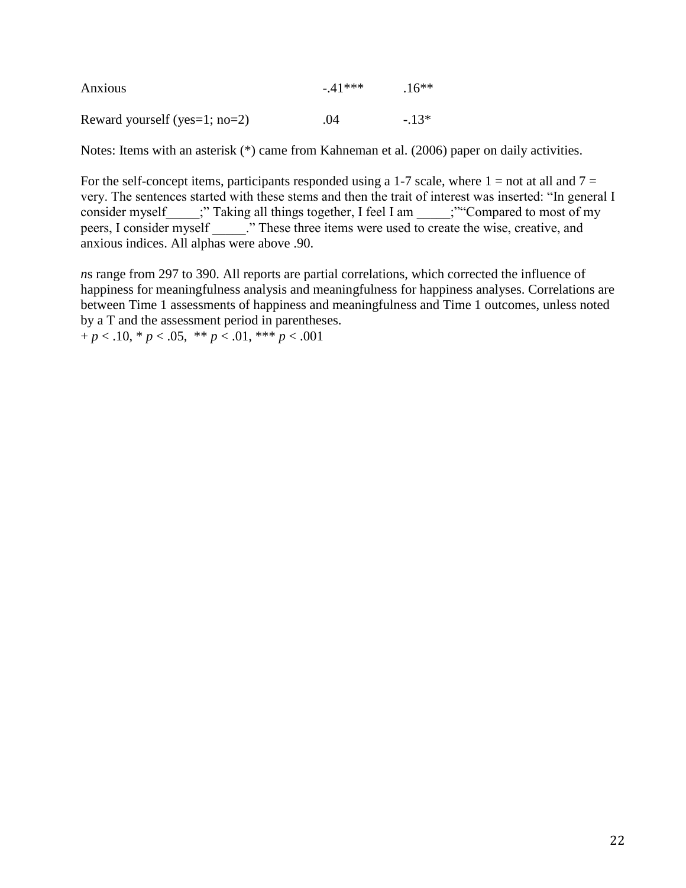| | | |
|---|---|---|
| Anxious | -.41*** | .16** |
| Reward yourself (yes=1; no=2) | .04 | -.13* |

Notes: Items with an asterisk (*) came from Kahneman et al. (2006) paper on daily activities.

For the self-concept items, participants responded using a 1-7 scale, where 1 = not at all and 7 = very. The sentences started with these stems and then the trait of interest was inserted: "In general I consider myself_____;" Taking all things together, I feel I am _____;""Compared to most of my peers, I consider myself _____." These three items were used to create the wise, creative, and anxious indices. All alphas were above .90.

*n*s range from 297 to 390. All reports are partial correlations, which corrected the influence of happiness for meaningfulness analysis and meaningfulness for happiness analyses. Correlations are between Time 1 assessments of happiness and meaningfulness and Time 1 outcomes, unless noted by a T and the assessment period in parentheses.
+ $p < .10$, * $p < .05$, ** $p < .01$, *** $p < .001$